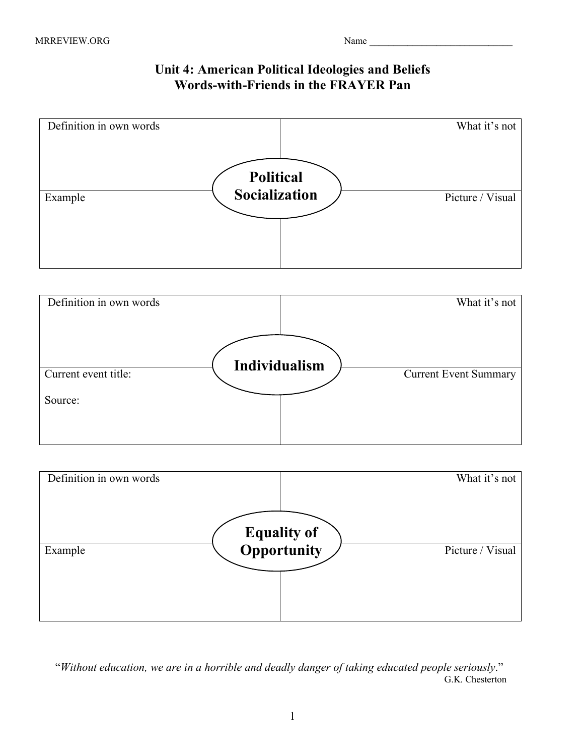MRREVIEW.ORG

Name ______________________________

# Unit 4: American Political Ideologies and Beliefs
## Words-with-Friends in the FRAYER Pan

### Political Socialization

| Definition in own words | What it's not |
|---|---|
| | |
| **Example** | **Picture / Visual** |
| | |

### Individualism

| Definition in own words | What it's not |
|---|---|
| | |
| **Current event title:**<br><br>**Source:** | **Current Event Summary** |
| | |

### Equality of Opportunity

| Definition in own words | What it's not |
|---|---|
| | |
| **Example** | **Picture / Visual** |
| | |

"*Without education, we are in a horrible and deadly danger of taking educated people seriously*."

G.K. Chesterton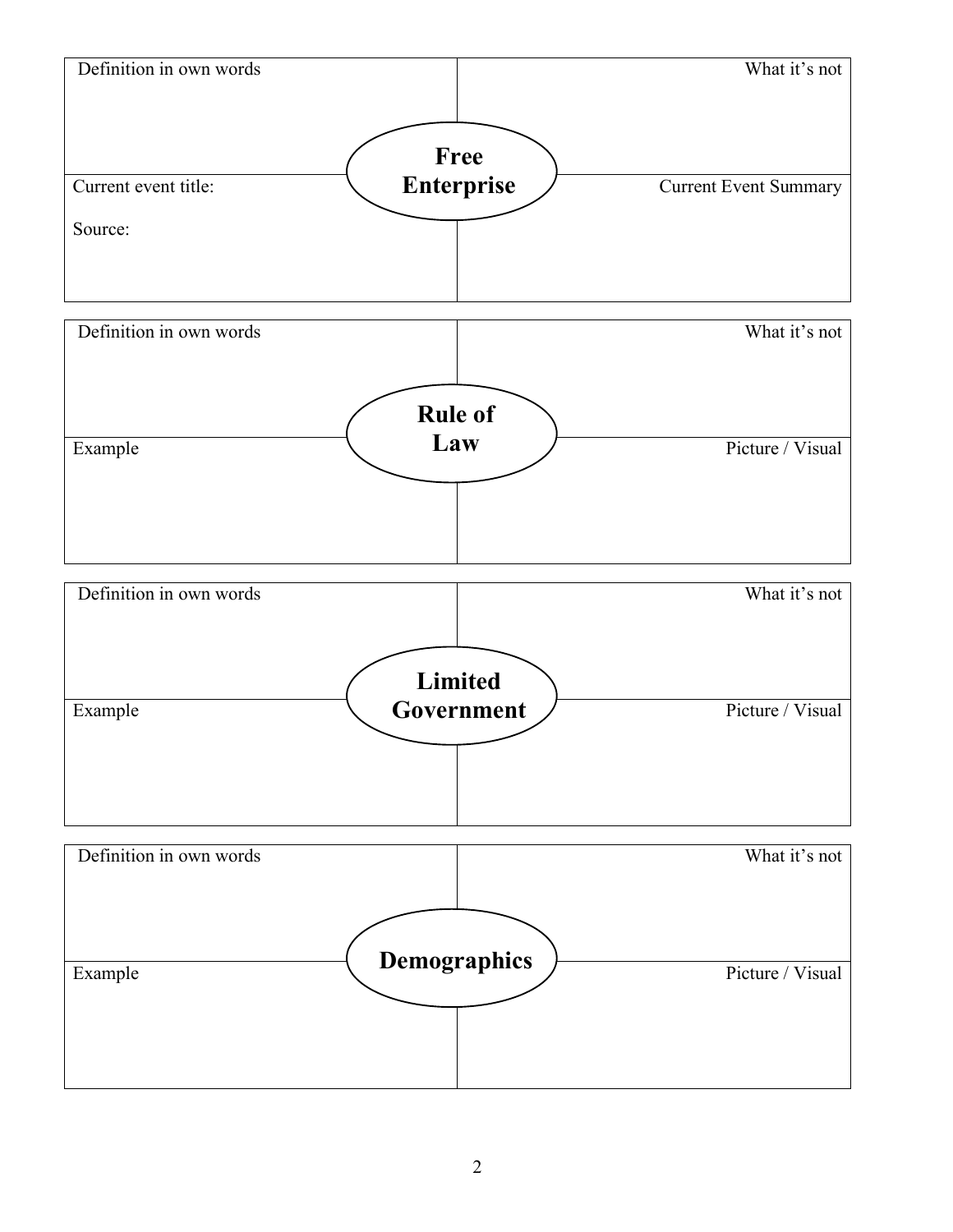## Free Enterprise

| Definition in own words | What it's not |
| --- | --- |
| | |
| **Current event title:**<br><br>**Source:** | **Current Event Summary** |
| | |

## Rule of Law

| Definition in own words | What it's not |
| --- | --- |
| | |
| **Example** | **Picture / Visual** |
| | |

## Limited Government

| Definition in own words | What it's not |
| --- | --- |
| | |
| **Example** | **Picture / Visual** |
| | |

## Demographics

| Definition in own words | What it's not |
| --- | --- |
| | |
| **Example** | **Picture / Visual** |
| | |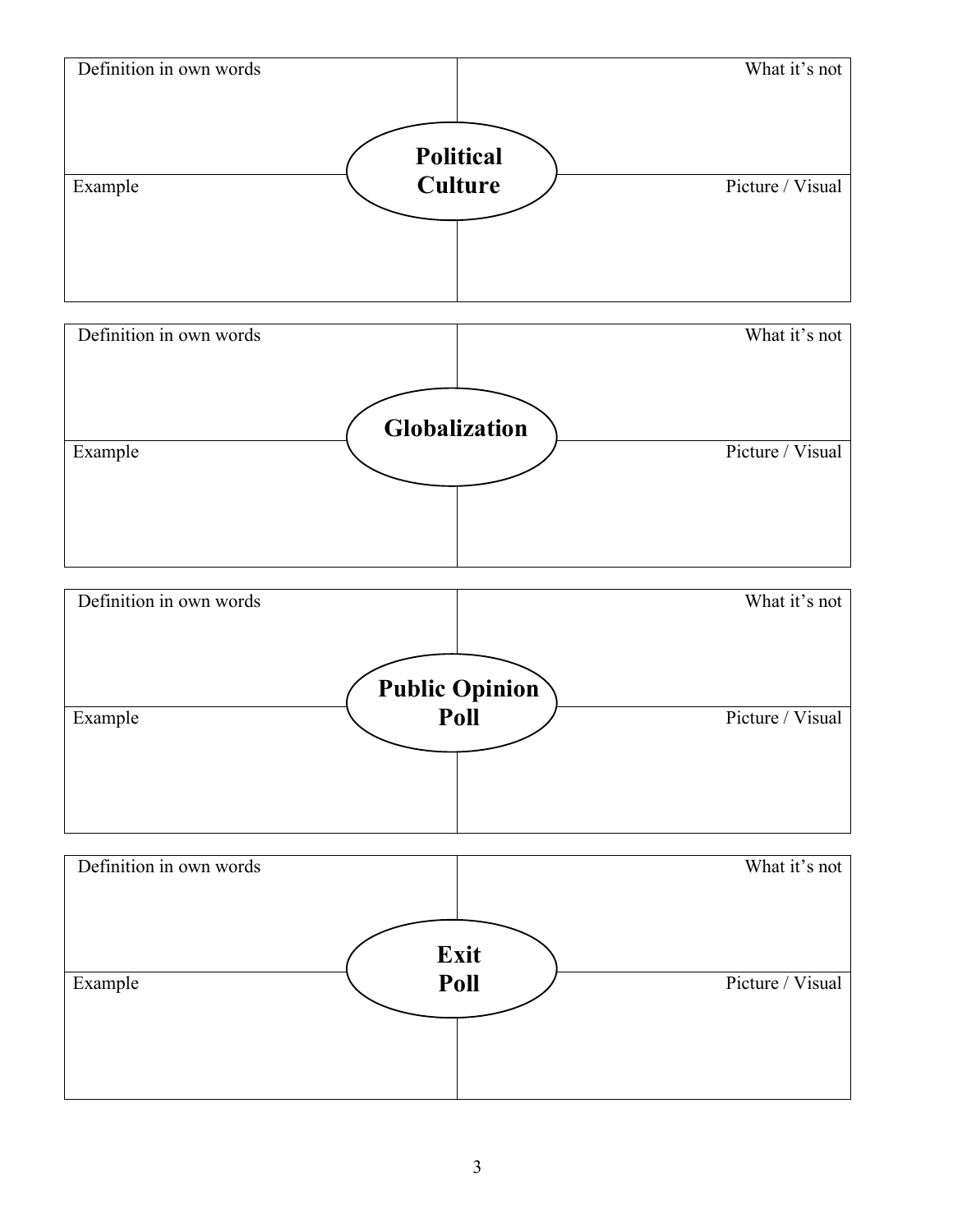| Definition in own words | What it's not |
| --- | --- |
| **Political Culture** | |
| Example | Picture / Visual |

| Definition in own words | What it's not |
| --- | --- |
| **Globalization** | |
| Example | Picture / Visual |

| Definition in own words | What it's not |
| --- | --- |
| **Public Opinion Poll** | |
| Example | Picture / Visual |

| Definition in own words | What it's not |
| --- | --- |
| **Exit Poll** | |
| Example | Picture / Visual |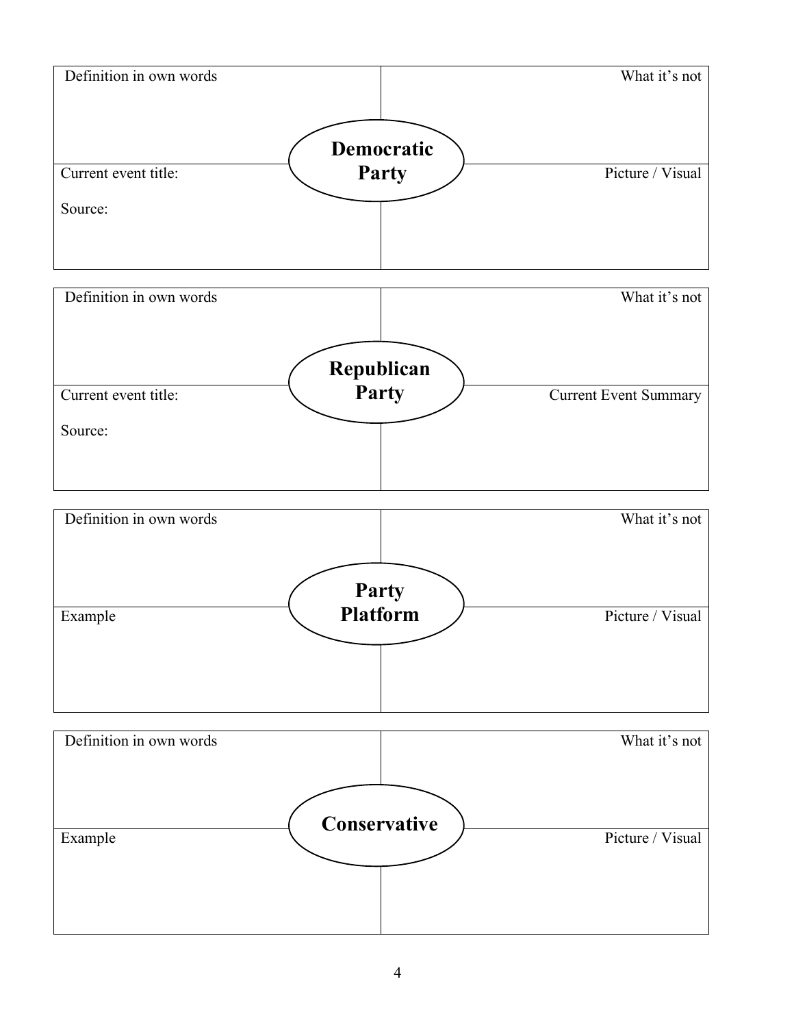| Definition in own words | What it's not |
| --- | --- |
| **Democratic Party** | |
| Current event title:<br><br>Source: | Picture / Visual |

| Definition in own words | What it's not |
| --- | --- |
| **Republican Party** | |
| Current event title:<br><br>Source: | Current Event Summary |

| Definition in own words | What it's not |
| --- | --- |
| **Party Platform** | |
| Example | Picture / Visual |

| Definition in own words | What it's not |
| --- | --- |
| **Conservative** | |
| Example | Picture / Visual |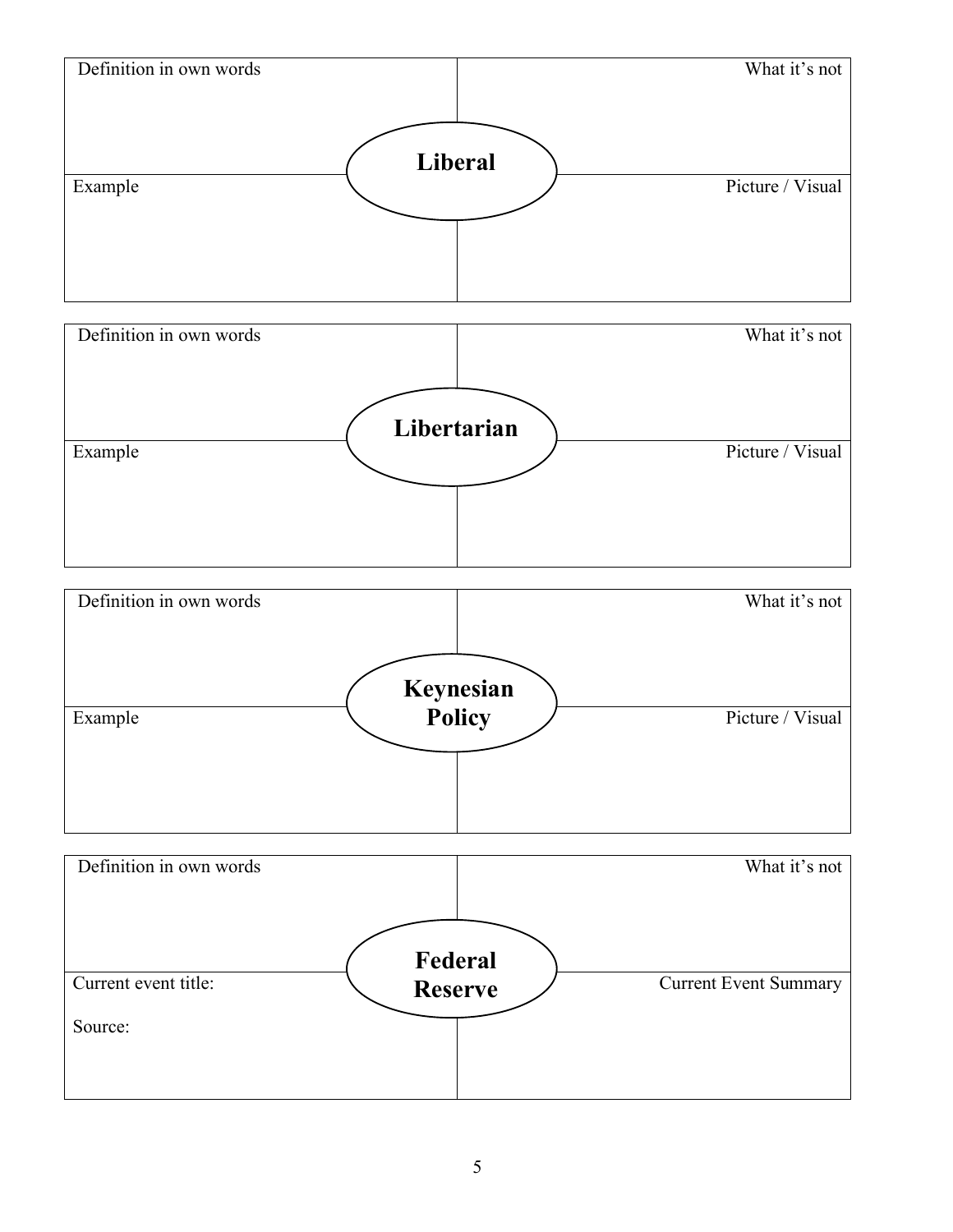| Definition in own words | What it's not |
| --- | --- |
| **Liberal** | |
| Example | Picture / Visual |

| Definition in own words | What it's not |
| --- | --- |
| **Libertarian** | |
| Example | Picture / Visual |

| Definition in own words | What it's not |
| --- | --- |
| **Keynesian Policy** | |
| Example | Picture / Visual |

| Definition in own words | What it's not |
| --- | --- |
| **Federal Reserve** | |
| Current event title:<br><br>Source: | Current Event Summary |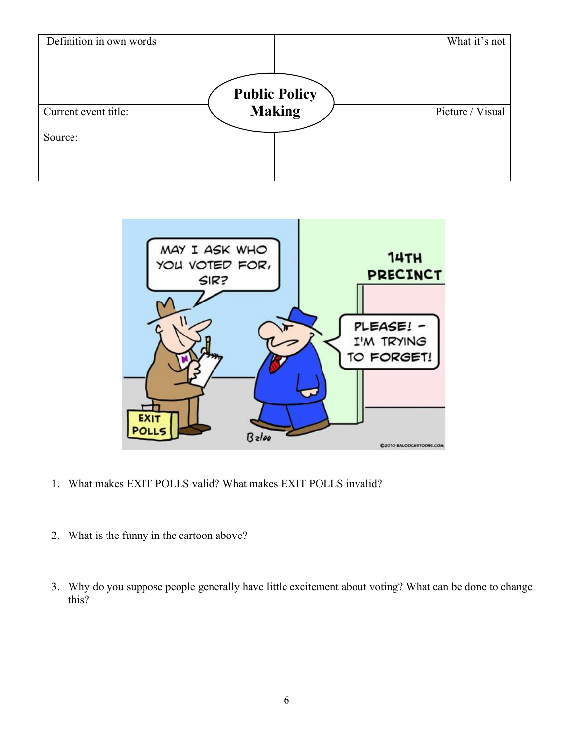| | |
|---|---|
| Definition in own words | What it's not |
| Current event title:<br><br>Source: | Picture / Visual |

**Public Policy Making**

1. What makes EXIT POLLS valid? What makes EXIT POLLS invalid?

2. What is the funny in the cartoon above?

3. Why do you suppose people generally have little excitement about voting? What can be done to change this?